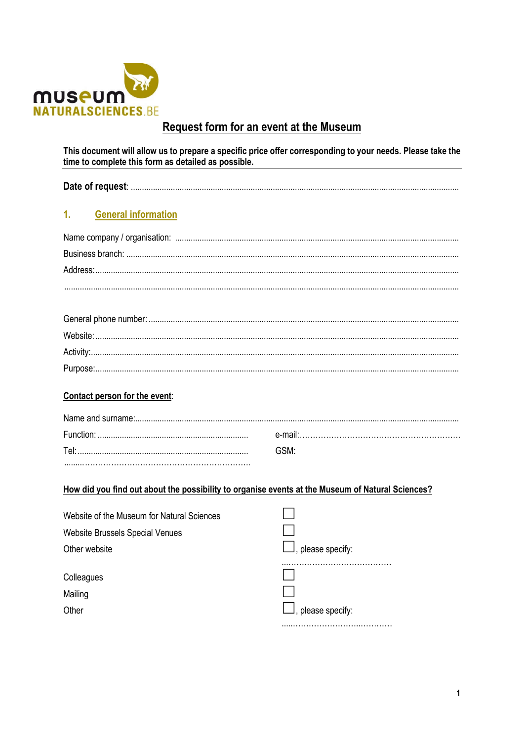museum
NATURALSCIENCES.BE

# Request form for an event at the Museum

**This document will allow us to prepare a specific price offer corresponding to your needs. Please take the time to complete this form as detailed as possible.**

**Date of request**: ..........................................................................................................................................

## 1. General information

Name company / organisation: ..........................................................................................................

Business branch: .................................................................................................................................

Address:..............................................................................................................................................

..............................................................................................................................................................

General phone number: ......................................................................................................................

Website: ..............................................................................................................................................

Activity:...............................................................................................................................................

Purpose:..............................................................................................................................................

**Contact person for the event**:

Name and surname:............................................................................................................................

Function: .................................................................... e-mail:……………………………………………………

Tel:.......................................................................... GSM:

........……………………………………………………..

**How did you find out about the possibility to organise events at the Museum of Natural Sciences?**

| | |
|---|---|
| Website of the Museum for Natural Sciences | ☐ |
| Website Brussels Special Venues | ☐ |
| Other website | ☐, please specify: ..………………………………… |
| Colleagues | ☐ |
| Mailing | ☐ |
| Other | ☐, please specify: .....………………………..………. |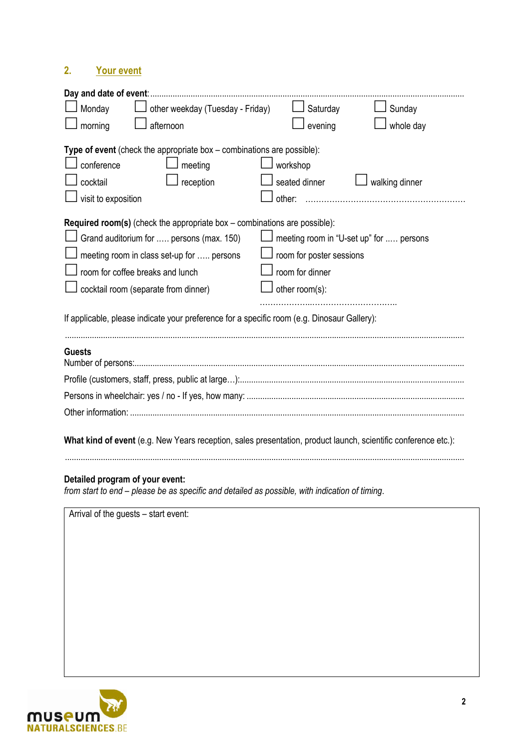## 2. Your event

**Day and date of event**: ..................................................................................................................................................

☐ Monday ☐ other weekday (Tuesday - Friday) ☐ Saturday ☐ Sunday

☐ morning ☐ afternoon ☐ evening ☐ whole day

**Type of event** (check the appropriate box – combinations are possible):

☐ conference ☐ meeting ☐ workshop

☐ cocktail ☐ reception ☐ seated dinner ☐ walking dinner

☐ visit to exposition ☐ other: ............................................................

**Required room(s)** (check the appropriate box – combinations are possible):

☐ Grand auditorium for ….. persons (max. 150) ☐ meeting room in "U-set up" for ….. persons

☐ meeting room in class set-up for ….. persons ☐ room for poster sessions

☐ room for coffee breaks and lunch ☐ room for dinner

☐ cocktail room (separate from dinner) ☐ other room(s):

………………..…………………………..

If applicable, please indicate your preference for a specific room (e.g. Dinosaur Gallery):

..................................................................................................................................................................................

**Guests**

Number of persons:..................................................................................................................................................

Profile (customers, staff, press, public at large…):..................................................................................................

Persons in wheelchair: yes / no - If yes, how many: ...............................................................................................

Other information: ...................................................................................................................................................

**What kind of event** (e.g. New Years reception, sales presentation, product launch, scientific conference etc.):

..................................................................................................................................................................................

**Detailed program of your event:**

*from start to end – please be as specific and detailed as possible, with indication of timing*.

| Arrival of the guests – start event: |
|---|
| |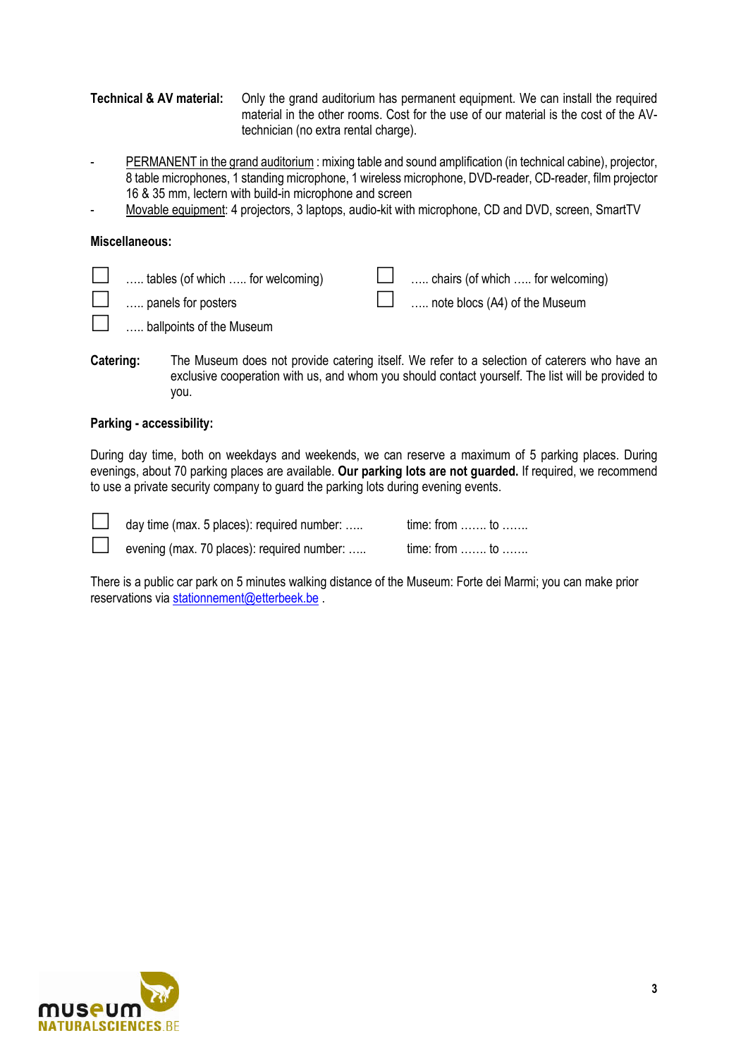**Technical & AV material:** Only the grand auditorium has permanent equipment. We can install the required material in the other rooms. Cost for the use of our material is the cost of the AV-technician (no extra rental charge).

- PERMANENT in the grand auditorium : mixing table and sound amplification (in technical cabine), projector, 8 table microphones, 1 standing microphone, 1 wireless microphone, DVD-reader, CD-reader, film projector 16 & 35 mm, lectern with build-in microphone and screen
- Movable equipment: 4 projectors, 3 laptops, audio-kit with microphone, CD and DVD, screen, SmartTV

**Miscellaneous:**

☐ ….. tables (of which ….. for welcoming)

☐ ….. chairs (of which ….. for welcoming)

☐ ….. panels for posters

☐ ….. note blocs (A4) of the Museum

☐ ….. ballpoints of the Museum

**Catering:** The Museum does not provide catering itself. We refer to a selection of caterers who have an exclusive cooperation with us, and whom you should contact yourself. The list will be provided to you.

**Parking - accessibility:**

During day time, both on weekdays and weekends, we can reserve a maximum of 5 parking places. During evenings, about 70 parking places are available. **Our parking lots are not guarded.** If required, we recommend to use a private security company to guard the parking lots during evening events.

☐ day time (max. 5 places): required number: ….. time: from ……. to …….

☐ evening (max. 70 places): required number: ….. time: from ……. to …….

There is a public car park on 5 minutes walking distance of the Museum: Forte dei Marmi; you can make prior reservations via stationnement@etterbeek.be .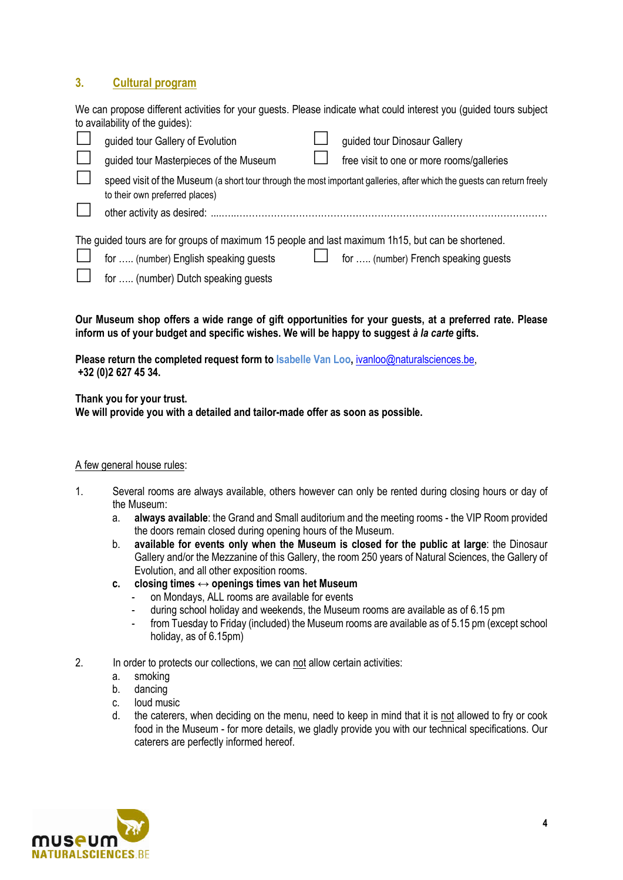## 3. Cultural program

We can propose different activities for your guests. Please indicate what could interest you (guided tours subject to availability of the guides):

- ☐ guided tour Gallery of Evolution
- ☐ guided tour Dinosaur Gallery
- ☐ guided tour Masterpieces of the Museum
- ☐ free visit to one or more rooms/galleries
- ☐ speed visit of the Museum (a short tour through the most important galleries, after which the guests can return freely to their own preferred places)
- ☐ other activity as desired: ....................................................................................................

The guided tours are for groups of maximum 15 people and last maximum 1h15, but can be shortened.

- ☐ for ..... (number) English speaking guests
- ☐ for ..... (number) French speaking guests
- ☐ for ..... (number) Dutch speaking guests

**Our Museum shop offers a wide range of gift opportunities for your guests, at a preferred rate. Please inform us of your budget and specific wishes. We will be happy to suggest *à la carte* gifts.**

**Please return the completed request form to Isabelle Van Loo,** ivanloo@naturalsciences.be**,** **+32 (0)2 627 45 34.**

**Thank you for your trust.**
**We will provide you with a detailed and tailor-made offer as soon as possible.**

A few general house rules:

1. Several rooms are always available, others however can only be rented during closing hours or day of the Museum:
   a. **always available**: the Grand and Small auditorium and the meeting rooms - the VIP Room provided the doors remain closed during opening hours of the Museum.
   b. **available for events only when the Museum is closed for the public at large**: the Dinosaur Gallery and/or the Mezzanine of this Gallery, the room 250 years of Natural Sciences, the Gallery of Evolution, and all other exposition rooms.
   c. **closing times ↔ openings times van het Museum**
      - on Mondays, ALL rooms are available for events
      - during school holiday and weekends, the Museum rooms are available as of 6.15 pm
      - from Tuesday to Friday (included) the Museum rooms are available as of 5.15 pm (except school holiday, as of 6.15pm)

2. In order to protects our collections, we can not allow certain activities:
   a. smoking
   b. dancing
   c. loud music
   d. the caterers, when deciding on the menu, need to keep in mind that it is not allowed to fry or cook food in the Museum - for more details, we gladly provide you with our technical specifications. Our caterers are perfectly informed hereof.